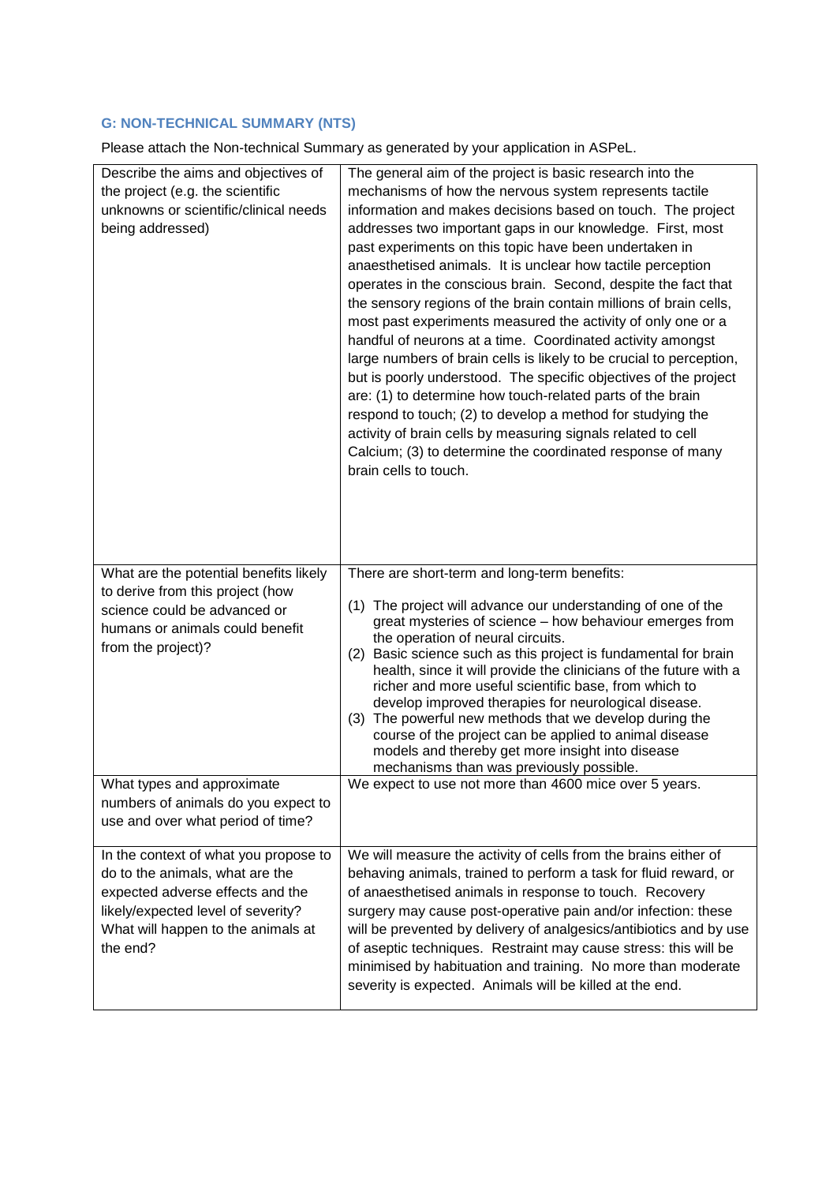## G: NON-TECHNICAL SUMMARY (NTS)

Please attach the Non-technical Summary as generated by your application in ASPeL.

| | |
|---|---|
| Describe the aims and objectives of the project (e.g. the scientific unknowns or scientific/clinical needs being addressed) | The general aim of the project is basic research into the mechanisms of how the nervous system represents tactile information and makes decisions based on touch. The project addresses two important gaps in our knowledge. First, most past experiments on this topic have been undertaken in anaesthetised animals. It is unclear how tactile perception operates in the conscious brain. Second, despite the fact that the sensory regions of the brain contain millions of brain cells, most past experiments measured the activity of only one or a handful of neurons at a time. Coordinated activity amongst large numbers of brain cells is likely to be crucial to perception, but is poorly understood. The specific objectives of the project are: (1) to determine how touch-related parts of the brain respond to touch; (2) to develop a method for studying the activity of brain cells by measuring signals related to cell Calcium; (3) to determine the coordinated response of many brain cells to touch. |
| What are the potential benefits likely to derive from this project (how science could be advanced or humans or animals could benefit from the project)? | There are short-term and long-term benefits:<br>(1) The project will advance our understanding of one of the great mysteries of science – how behaviour emerges from the operation of neural circuits.<br>(2) Basic science such as this project is fundamental for brain health, since it will provide the clinicians of the future with a richer and more useful scientific base, from which to develop improved therapies for neurological disease.<br>(3) The powerful new methods that we develop during the course of the project can be applied to animal disease models and thereby get more insight into disease mechanisms than was previously possible. |
| What types and approximate numbers of animals do you expect to use and over what period of time? | We expect to use not more than 4600 mice over 5 years. |
| In the context of what you propose to do to the animals, what are the expected adverse effects and the likely/expected level of severity? What will happen to the animals at the end? | We will measure the activity of cells from the brains either of behaving animals, trained to perform a task for fluid reward, or of anaesthetised animals in response to touch. Recovery surgery may cause post-operative pain and/or infection: these will be prevented by delivery of analgesics/antibiotics and by use of aseptic techniques. Restraint may cause stress: this will be minimised by habituation and training. No more than moderate severity is expected. Animals will be killed at the end. |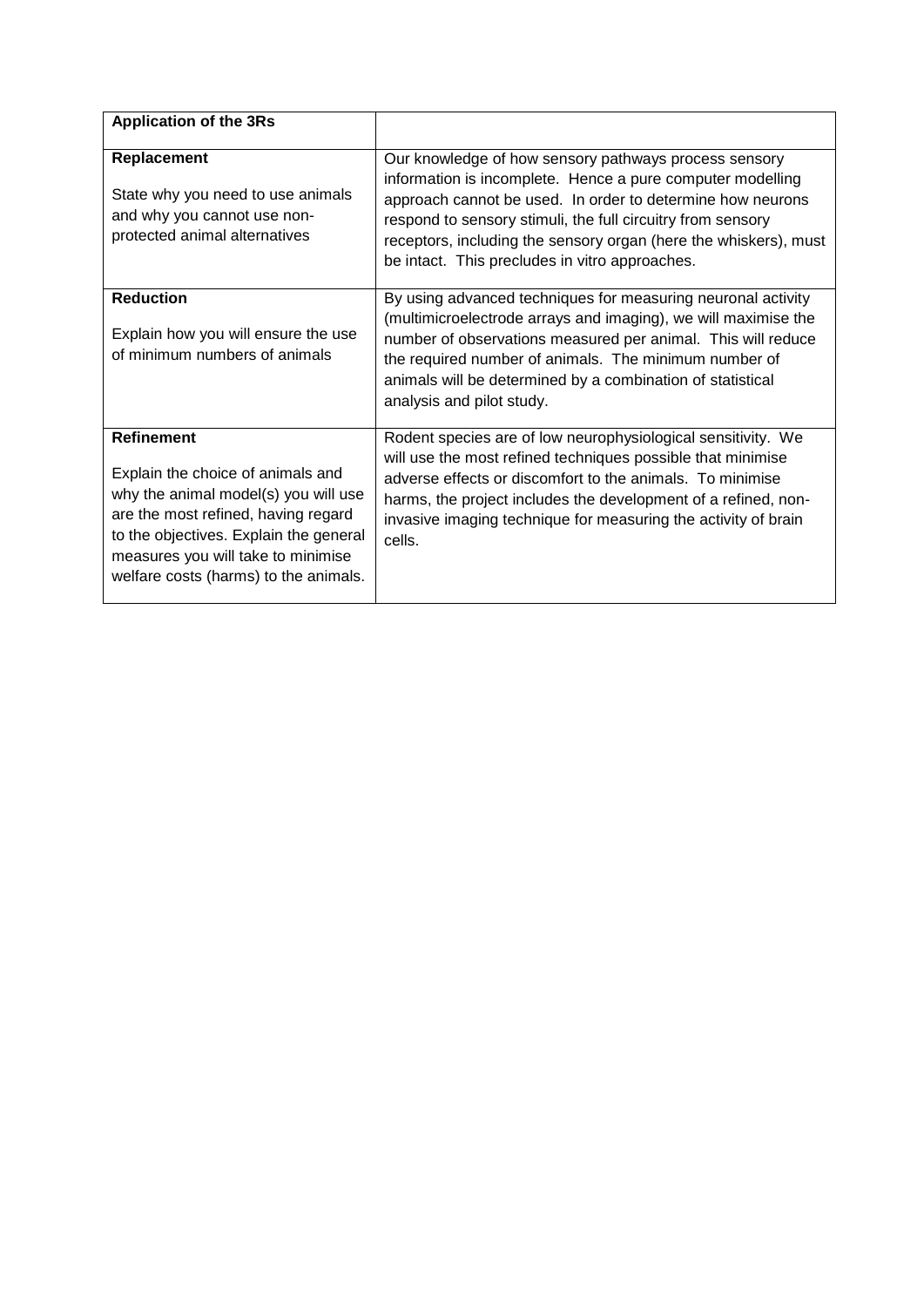| Application of the 3Rs | |
|---|---|
| **Replacement**<br><br>State why you need to use animals and why you cannot use non-protected animal alternatives | Our knowledge of how sensory pathways process sensory information is incomplete. Hence a pure computer modelling approach cannot be used. In order to determine how neurons respond to sensory stimuli, the full circuitry from sensory receptors, including the sensory organ (here the whiskers), must be intact. This precludes in vitro approaches. |
| **Reduction**<br><br>Explain how you will ensure the use of minimum numbers of animals | By using advanced techniques for measuring neuronal activity (multimicroelectrode arrays and imaging), we will maximise the number of observations measured per animal. This will reduce the required number of animals. The minimum number of animals will be determined by a combination of statistical analysis and pilot study. |
| **Refinement**<br><br>Explain the choice of animals and why the animal model(s) you will use are the most refined, having regard to the objectives. Explain the general measures you will take to minimise welfare costs (harms) to the animals. | Rodent species are of low neurophysiological sensitivity. We will use the most refined techniques possible that minimise adverse effects or discomfort to the animals. To minimise harms, the project includes the development of a refined, non-invasive imaging technique for measuring the activity of brain cells. |